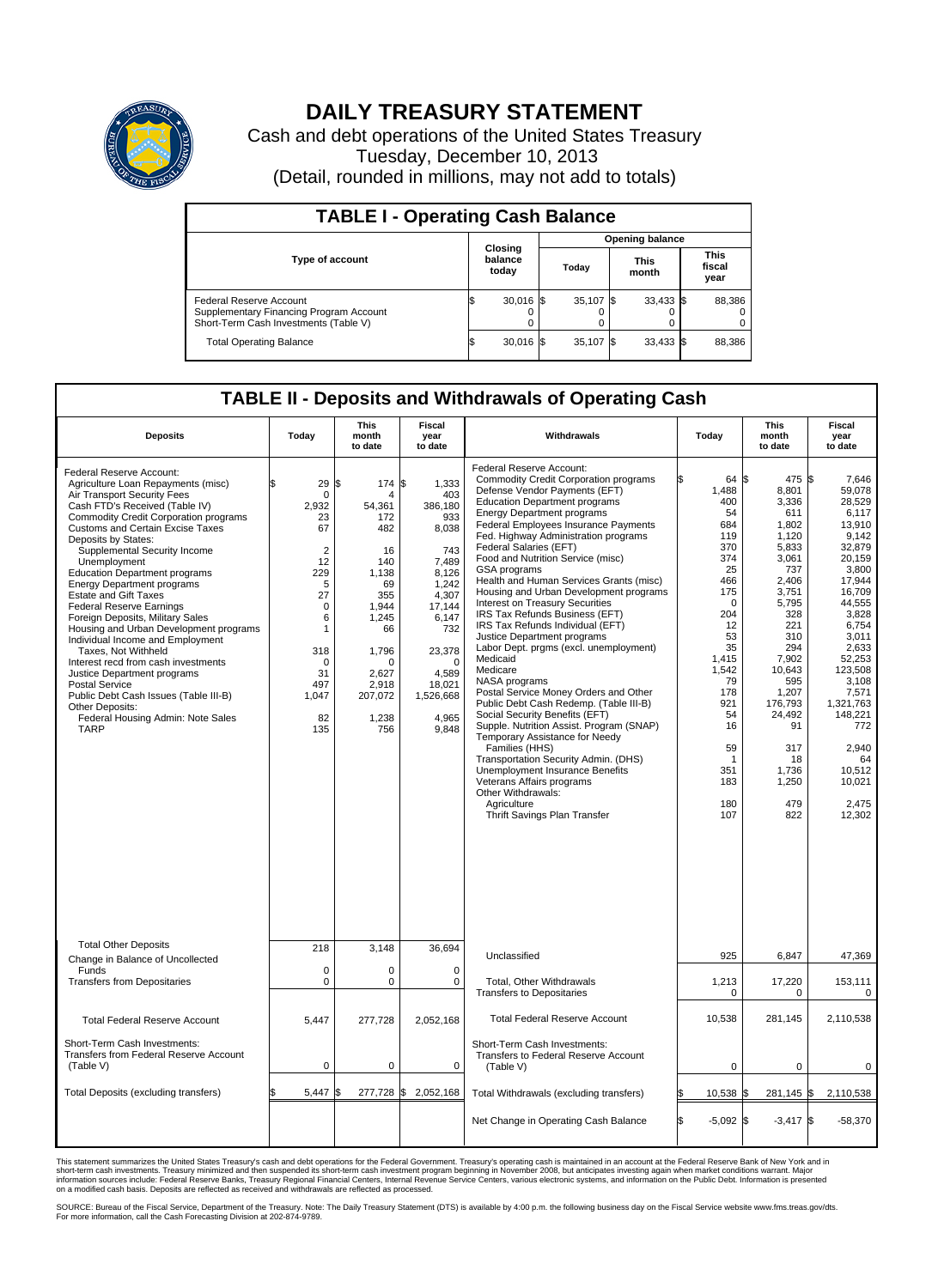# DAILY TREASURY STATEMENT

Cash and debt operations of the United States Treasury
Tuesday, December 10, 2013
(Detail, rounded in millions, may not add to totals)

## TABLE I - Operating Cash Balance

| Type of account | Closing balance today | Opening balance Today | Opening balance This month | Opening balance This fiscal year |
|---|---|---|---|---|
| Federal Reserve Account | $ 30,016 | $ 35,107 | $ 33,433 | $ 88,386 |
| Supplementary Financing Program Account | 0 | 0 | 0 | 0 |
| Short-Term Cash Investments (Table V) | 0 | 0 | 0 | 0 |
| Total Operating Balance | $ 30,016 | $ 35,107 | $ 33,433 | $ 88,386 |

## TABLE II - Deposits and Withdrawals of Operating Cash

| Deposits | Today | This month to date | Fiscal year to date | Withdrawals | Today | This month to date | Fiscal year to date |
|---|---|---|---|---|---|---|---|
| Federal Reserve Account: | | | | Federal Reserve Account: | | | |
| Agriculture Loan Repayments (misc) | $ 29 | $ 174 | $ 1,333 | Commodity Credit Corporation programs | $ 64 | $ 475 | $ 7,646 |
| Air Transport Security Fees | 0 | 4 | 403 | Defense Vendor Payments (EFT) | 1,488 | 8,801 | 59,078 |
| Cash FTD's Received (Table IV) | 2,932 | 54,361 | 386,180 | Education Department programs | 400 | 3,336 | 28,529 |
| Commodity Credit Corporation programs | 23 | 172 | 933 | Energy Department programs | 54 | 611 | 6,117 |
| Customs and Certain Excise Taxes | 67 | 482 | 8,038 | Federal Employees Insurance Payments | 684 | 1,802 | 13,910 |
| Deposits by States: | | | | Fed. Highway Administration programs | 119 | 1,120 | 9,142 |
| Supplemental Security Income | 2 | 16 | 743 | Federal Salaries (EFT) | 370 | 5,833 | 32,879 |
| Unemployment | 12 | 140 | 7,489 | Food and Nutrition Service (misc) | 374 | 3,061 | 20,159 |
| Education Department programs | 229 | 1,138 | 8,126 | GSA programs | 25 | 737 | 3,800 |
| Energy Department programs | 5 | 69 | 1,242 | Health and Human Services Grants (misc) | 466 | 2,406 | 17,944 |
| Estate and Gift Taxes | 27 | 355 | 4,307 | Housing and Urban Development programs | 175 | 3,751 | 16,709 |
| Federal Reserve Earnings | 0 | 1,944 | 17,144 | Interest on Treasury Securities | 0 | 5,795 | 44,555 |
| Foreign Deposits, Military Sales | 6 | 1,245 | 6,147 | IRS Tax Refunds Business (EFT) | 204 | 328 | 3,828 |
| Housing and Urban Development programs | 1 | 66 | 732 | IRS Tax Refunds Individual (EFT) | 12 | 221 | 6,754 |
| Individual Income and Employment Taxes, Not Withheld | 318 | 1,796 | 23,378 | Justice Department programs | 53 | 310 | 3,011 |
| Interest recd from cash investments | 0 | 0 | 0 | Labor Dept. prgms (excl. unemployment) | 35 | 294 | 2,633 |
| Justice Department programs | 31 | 2,627 | 4,589 | Medicaid | 1,415 | 7,902 | 52,253 |
| Postal Service | 497 | 2,918 | 18,021 | Medicare | 1,542 | 10,643 | 123,508 |
| Public Debt Cash Issues (Table III-B) | 1,047 | 207,072 | 1,526,668 | NASA programs | 79 | 595 | 3,108 |
| Other Deposits: | | | | Postal Service Money Orders and Other | 178 | 1,207 | 7,571 |
| Federal Housing Admin: Note Sales | 82 | 1,238 | 4,965 | Public Debt Cash Redemp. (Table III-B) | 921 | 176,793 | 1,321,763 |
| TARP | 135 | 756 | 9,848 | Social Security Benefits (EFT) | 54 | 24,492 | 148,221 |
| | | | | Supple. Nutrition Assist. Program (SNAP) | 16 | 91 | 772 |
| | | | | Temporary Assistance for Needy Families (HHS) | 59 | 317 | 2,940 |
| | | | | Transportation Security Admin. (DHS) | 1 | 18 | 64 |
| | | | | Unemployment Insurance Benefits | 351 | 1,736 | 10,512 |
| | | | | Veterans Affairs programs | 183 | 1,250 | 10,021 |
| | | | | Other Withdrawals: | | | |
| | | | | Agriculture | 180 | 479 | 2,475 |
| | | | | Thrift Savings Plan Transfer | 107 | 822 | 12,302 |
| Total Other Deposits | 218 | 3,148 | 36,694 | Unclassified | 925 | 6,847 | 47,369 |
| Change in Balance of Uncollected Funds | 0 | 0 | 0 | | | | |
| Transfers from Depositaries | 0 | 0 | 0 | Total, Other Withdrawals | 1,213 | 17,220 | 153,111 |
| | | | | Transfers to Depositaries | 0 | 0 | 0 |
| Total Federal Reserve Account | 5,447 | 277,728 | 2,052,168 | Total Federal Reserve Account | 10,538 | 281,145 | 2,110,538 |
| Short-Term Cash Investments: Transfers from Federal Reserve Account (Table V) | 0 | 0 | 0 | Short-Term Cash Investments: Transfers to Federal Reserve Account (Table V) | 0 | 0 | 0 |
| Total Deposits (excluding transfers) | $ 5,447 | $ 277,728 | $ 2,052,168 | Total Withdrawals (excluding transfers) | $ 10,538 | $ 281,145 | $ 2,110,538 |
| | | | | Net Change in Operating Cash Balance | $ -5,092 | $ -3,417 | $ -58,370 |

This statement summarizes the United States Treasury's cash and debt operations for the Federal Government. Treasury's operating cash is maintained in an account at the Federal Reserve Bank of New York and in short-term cash investments. Treasury minimized and then suspended its short-term cash investment program beginning in November 2008, but anticipates investing again when market conditions warrant. Major information sources include: Federal Reserve Banks, Treasury Regional Financial Centers, Internal Revenue Service Centers, various electronic systems, and information on the Public Debt. Information is presented on a modified cash basis. Deposits are reflected as received and withdrawals are reflected as processed.

SOURCE: Bureau of the Fiscal Service, Department of the Treasury. Note: The Daily Treasury Statement (DTS) is available by 4:00 p.m. the following business day on the Fiscal Service website www.fms.treas.gov/dts. For more information, call the Cash Forecasting Division at 202-874-9789.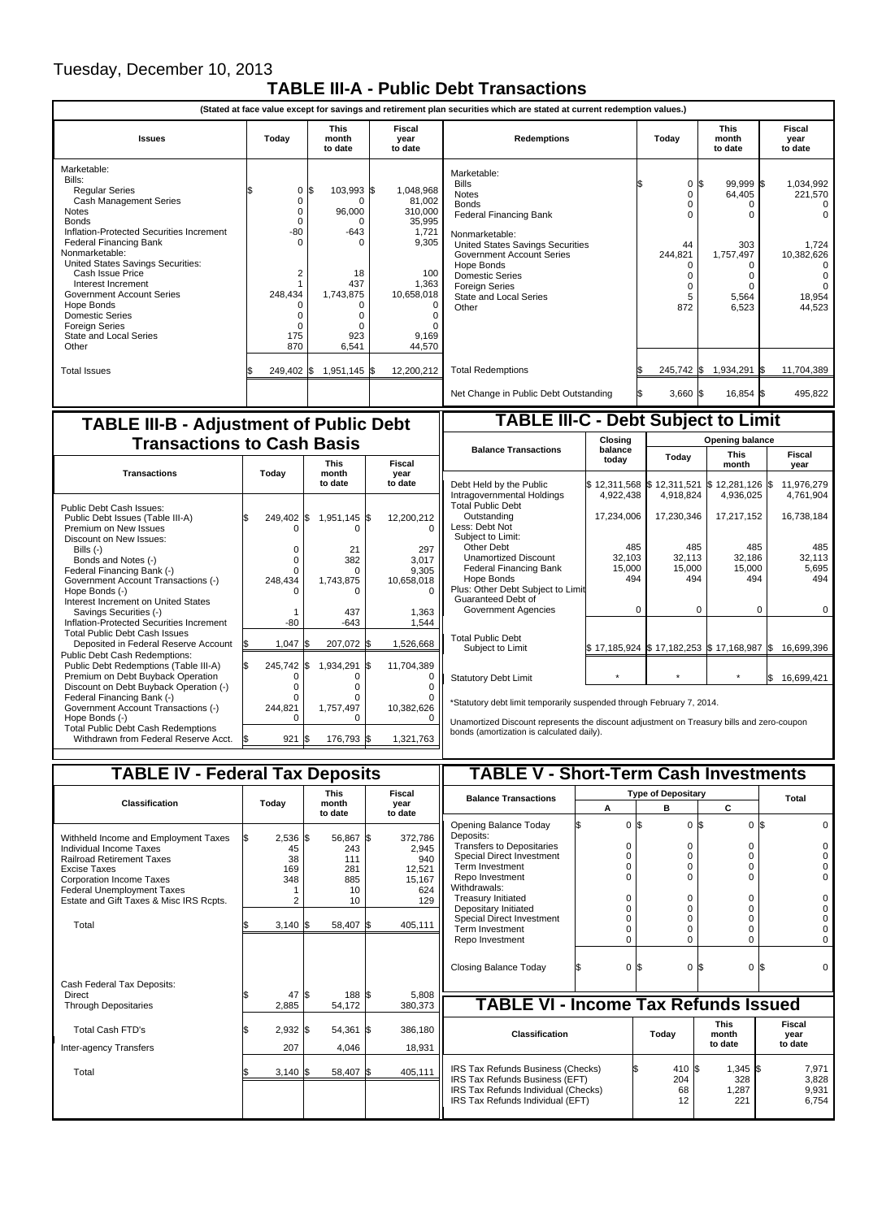Tuesday, December 10, 2013

# TABLE III-A - Public Debt Transactions

(Stated at face value except for savings and retirement plan securities which are stated at current redemption values.)

| Issues | Today | This month to date | Fiscal year to date |
|---|---|---|---|
| Marketable: | | | |
| Bills: | | | |
| Regular Series | $ 0 | $ 103,993 | $ 1,048,968 |
| Cash Management Series | 0 | 0 | 81,002 |
| Notes | 0 | 96,000 | 310,000 |
| Bonds | 0 | 0 | 35,995 |
| Inflation-Protected Securities Increment | -80 | -643 | 1,721 |
| Federal Financing Bank | 0 | 0 | 9,305 |
| Nonmarketable: | | | |
| United States Savings Securities: | | | |
| Cash Issue Price | 2 | 18 | 100 |
| Interest Increment | 1 | 437 | 1,363 |
| Government Account Series | 248,434 | 1,743,875 | 10,658,018 |
| Hope Bonds | 0 | 0 | 0 |
| Domestic Series | 0 | 0 | 0 |
| Foreign Series | 0 | 0 | 0 |
| State and Local Series | 175 | 923 | 9,169 |
| Other | 870 | 6,541 | 44,570 |
| Total Issues | $ 249,402 | $ 1,951,145 | $ 12,200,212 |

| Redemptions | Today | This month to date | Fiscal year to date |
|---|---|---|---|
| Marketable: | | | |
| Bills | $ 0 | $ 99,999 | $ 1,034,992 |
| Notes | 0 | 64,405 | 221,570 |
| Bonds | 0 | 0 | 0 |
| Federal Financing Bank | 0 | 0 | 0 |
| Nonmarketable: | | | |
| United States Savings Securities | 44 | 303 | 1,724 |
| Government Account Series | 244,821 | 1,757,497 | 10,382,626 |
| Hope Bonds | 0 | 0 | 0 |
| Domestic Series | 0 | 0 | 0 |
| Foreign Series | 0 | 0 | 0 |
| State and Local Series | 5 | 5,564 | 18,954 |
| Other | 872 | 6,523 | 44,523 |
| Total Redemptions | $ 245,742 | $ 1,934,291 | $ 11,704,389 |
| Net Change in Public Debt Outstanding | $ 3,660 | $ 16,854 | $ 495,822 |

# TABLE III-B - Adjustment of Public Debt Transactions to Cash Basis

| Transactions | Today | This month to date | Fiscal year to date |
|---|---|---|---|
| Public Debt Cash Issues: | | | |
| Public Debt Issues (Table III-A) | $ 249,402 | $ 1,951,145 | $ 12,200,212 |
| Premium on New Issues | 0 | 0 | 0 |
| Discount on New Issues: | | | |
| Bills (-) | 0 | 21 | 297 |
| Bonds and Notes (-) | 0 | 382 | 3,017 |
| Federal Financing Bank (-) | 0 | 0 | 9,305 |
| Government Account Transactions (-) | 248,434 | 1,743,875 | 10,658,018 |
| Hope Bonds (-) | 0 | 0 | 0 |
| Interest Increment on United States Savings Securities (-) | 1 | 437 | 1,363 |
| Inflation-Protected Securities Increment | -80 | -643 | 1,544 |
| Total Public Debt Cash Issues Deposited in Federal Reserve Account | $ 1,047 | $ 207,072 | $ 1,526,668 |
| Public Debt Cash Redemptions: | | | |
| Public Debt Redemptions (Table III-A) | $ 245,742 | $ 1,934,291 | $ 11,704,389 |
| Premium on Debt Buyback Operation | 0 | 0 | 0 |
| Discount on Debt Buyback Operation (-) | 0 | 0 | 0 |
| Federal Financing Bank (-) | 0 | 0 | 0 |
| Government Account Transactions (-) | 244,821 | 1,757,497 | 10,382,626 |
| Hope Bonds (-) | 0 | 0 | 0 |
| Total Public Debt Cash Redemptions Withdrawn from Federal Reserve Acct. | $ 921 | $ 176,793 | $ 1,321,763 |

# TABLE III-C - Debt Subject to Limit

| Balance Transactions | Closing balance today | Opening balance Today | Opening balance This month | Opening balance Fiscal year |
|---|---|---|---|---|
| Debt Held by the Public | $ 12,311,568 | $ 12,311,521 | $ 12,281,126 | $ 11,976,279 |
| Intragovernmental Holdings | 4,922,438 | 4,918,824 | 4,936,025 | 4,761,904 |
| Total Public Debt Outstanding | 17,234,006 | 17,230,346 | 17,217,152 | 16,738,184 |
| Less: Debt Not Subject to Limit: | | | | |
| Other Debt | 485 | 485 | 485 | 485 |
| Unamortized Discount | 32,103 | 32,113 | 32,186 | 32,113 |
| Federal Financing Bank | 15,000 | 15,000 | 15,000 | 5,695 |
| Hope Bonds | 494 | 494 | 494 | 494 |
| Plus: Other Debt Subject to Limit | | | | |
| Guaranteed Debt of Government Agencies | 0 | 0 | 0 | 0 |
| Total Public Debt Subject to Limit | $ 17,185,924 | $ 17,182,253 | $ 17,168,987 | $ 16,699,396 |
| Statutory Debt Limit | * | * | * | $ 16,699,421 |

*Statutory debt limit temporarily suspended through February 7, 2014.

Unamortized Discount represents the discount adjustment on Treasury bills and zero-coupon bonds (amortization is calculated daily).

# TABLE IV - Federal Tax Deposits

| Classification | Today | This month to date | Fiscal year to date |
|---|---|---|---|
| Withheld Income and Employment Taxes | $ 2,536 | $ 56,867 | $ 372,786 |
| Individual Income Taxes | 45 | 243 | 2,945 |
| Railroad Retirement Taxes | 38 | 111 | 940 |
| Excise Taxes | 169 | 281 | 12,521 |
| Corporation Income Taxes | 348 | 885 | 15,167 |
| Federal Unemployment Taxes | 1 | 10 | 624 |
| Estate and Gift Taxes & Misc IRS Rcpts. | 2 | 10 | 129 |
| Total | $ 3,140 | $ 58,407 | $ 405,111 |
| Cash Federal Tax Deposits: | | | |
| Direct | $ 47 | $ 188 | $ 5,808 |
| Through Depositaries | 2,885 | 54,172 | 380,373 |
| Total Cash FTD's | $ 2,932 | $ 54,361 | $ 386,180 |
| Inter-agency Transfers | 207 | 4,046 | 18,931 |
| Total | $ 3,140 | $ 58,407 | $ 405,111 |

# TABLE V - Short-Term Cash Investments

| Balance Transactions | Type of Depositary A | Type of Depositary B | Type of Depositary C | Total |
|---|---|---|---|---|
| Opening Balance Today | $ 0 | $ 0 | $ 0 | $ 0 |
| Deposits: | | | | |
| Transfers to Depositaries | 0 | 0 | 0 | 0 |
| Special Direct Investment | 0 | 0 | 0 | 0 |
| Term Investment | 0 | 0 | 0 | 0 |
| Repo Investment | 0 | 0 | 0 | 0 |
| Withdrawals: | | | | |
| Treasury Initiated | 0 | 0 | 0 | 0 |
| Depositary Initiated | 0 | 0 | 0 | 0 |
| Special Direct Investment | 0 | 0 | 0 | 0 |
| Term Investment | 0 | 0 | 0 | 0 |
| Repo Investment | 0 | 0 | 0 | 0 |
| Closing Balance Today | $ 0 | $ 0 | $ 0 | $ 0 |

# TABLE VI - Income Tax Refunds Issued

| Classification | Today | This month to date | Fiscal year to date |
|---|---|---|---|
| IRS Tax Refunds Business (Checks) | $ 410 | $ 1,345 | $ 7,971 |
| IRS Tax Refunds Business (EFT) | 204 | 328 | 3,828 |
| IRS Tax Refunds Individual (Checks) | 68 | 1,287 | 9,931 |
| IRS Tax Refunds Individual (EFT) | 12 | 221 | 6,754 |